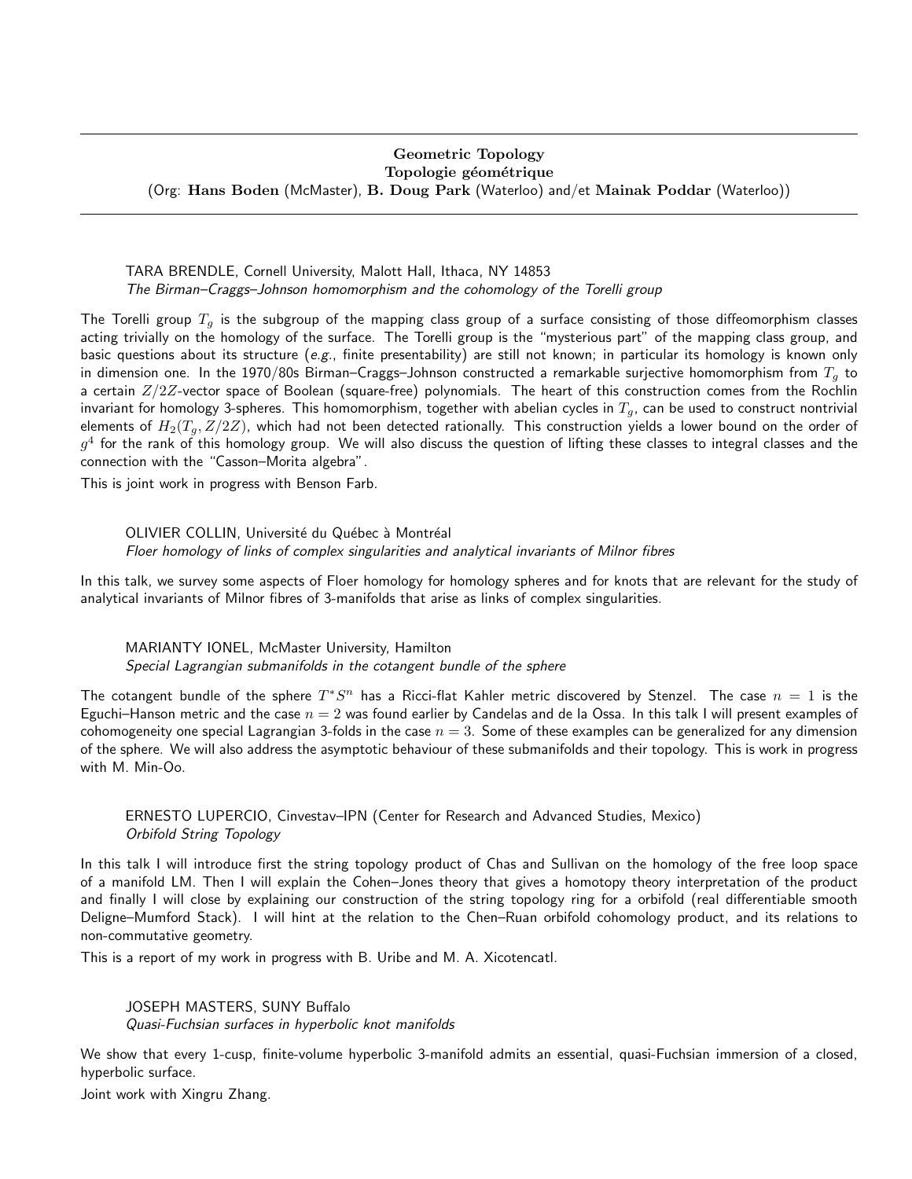# Geometric Topology
# Topologie géométrique

(Org: **Hans Boden** (McMaster), **B. Doug Park** (Waterloo) and/et **Mainak Poddar** (Waterloo))

---

TARA BRENDLE, Cornell University, Malott Hall, Ithaca, NY 14853
*The Birman–Craggs–Johnson homomorphism and the cohomology of the Torelli group*

The Torelli group $T_g$ is the subgroup of the mapping class group of a surface consisting of those diffeomorphism classes acting trivially on the homology of the surface. The Torelli group is the "mysterious part" of the mapping class group, and basic questions about its structure (*e.g.*, finite presentability) are still not known; in particular its homology is known only in dimension one. In the 1970/80s Birman–Craggs–Johnson constructed a remarkable surjective homomorphism from $T_g$ to a certain $Z/2Z$-vector space of Boolean (square-free) polynomials. The heart of this construction comes from the Rochlin invariant for homology 3-spheres. This homomorphism, together with abelian cycles in $T_g$, can be used to construct nontrivial elements of $H_2(T_g, Z/2Z)$, which had not been detected rationally. This construction yields a lower bound on the order of $g^4$ for the rank of this homology group. We will also discuss the question of lifting these classes to integral classes and the connection with the "Casson–Morita algebra".

This is joint work in progress with Benson Farb.

OLIVIER COLLIN, Université du Québec à Montréal
*Floer homology of links of complex singularities and analytical invariants of Milnor fibres*

In this talk, we survey some aspects of Floer homology for homology spheres and for knots that are relevant for the study of analytical invariants of Milnor fibres of 3-manifolds that arise as links of complex singularities.

MARIANTY IONEL, McMaster University, Hamilton
*Special Lagrangian submanifolds in the cotangent bundle of the sphere*

The cotangent bundle of the sphere $T^*S^n$ has a Ricci-flat Kahler metric discovered by Stenzel. The case $n = 1$ is the Eguchi–Hanson metric and the case $n = 2$ was found earlier by Candelas and de la Ossa. In this talk I will present examples of cohomogeneity one special Lagrangian 3-folds in the case $n = 3$. Some of these examples can be generalized for any dimension of the sphere. We will also address the asymptotic behaviour of these submanifolds and their topology. This is work in progress with M. Min-Oo.

ERNESTO LUPERCIO, Cinvestav–IPN (Center for Research and Advanced Studies, Mexico)
*Orbifold String Topology*

In this talk I will introduce first the string topology product of Chas and Sullivan on the homology of the free loop space of a manifold LM. Then I will explain the Cohen–Jones theory that gives a homotopy theory interpretation of the product and finally I will close by explaining our construction of the string topology ring for a orbifold (real differentiable smooth Deligne–Mumford Stack). I will hint at the relation to the Chen–Ruan orbifold cohomology product, and its relations to non-commutative geometry.

This is a report of my work in progress with B. Uribe and M. A. Xicotencatl.

JOSEPH MASTERS, SUNY Buffalo
*Quasi-Fuchsian surfaces in hyperbolic knot manifolds*

We show that every 1-cusp, finite-volume hyperbolic 3-manifold admits an essential, quasi-Fuchsian immersion of a closed, hyperbolic surface.

Joint work with Xingru Zhang.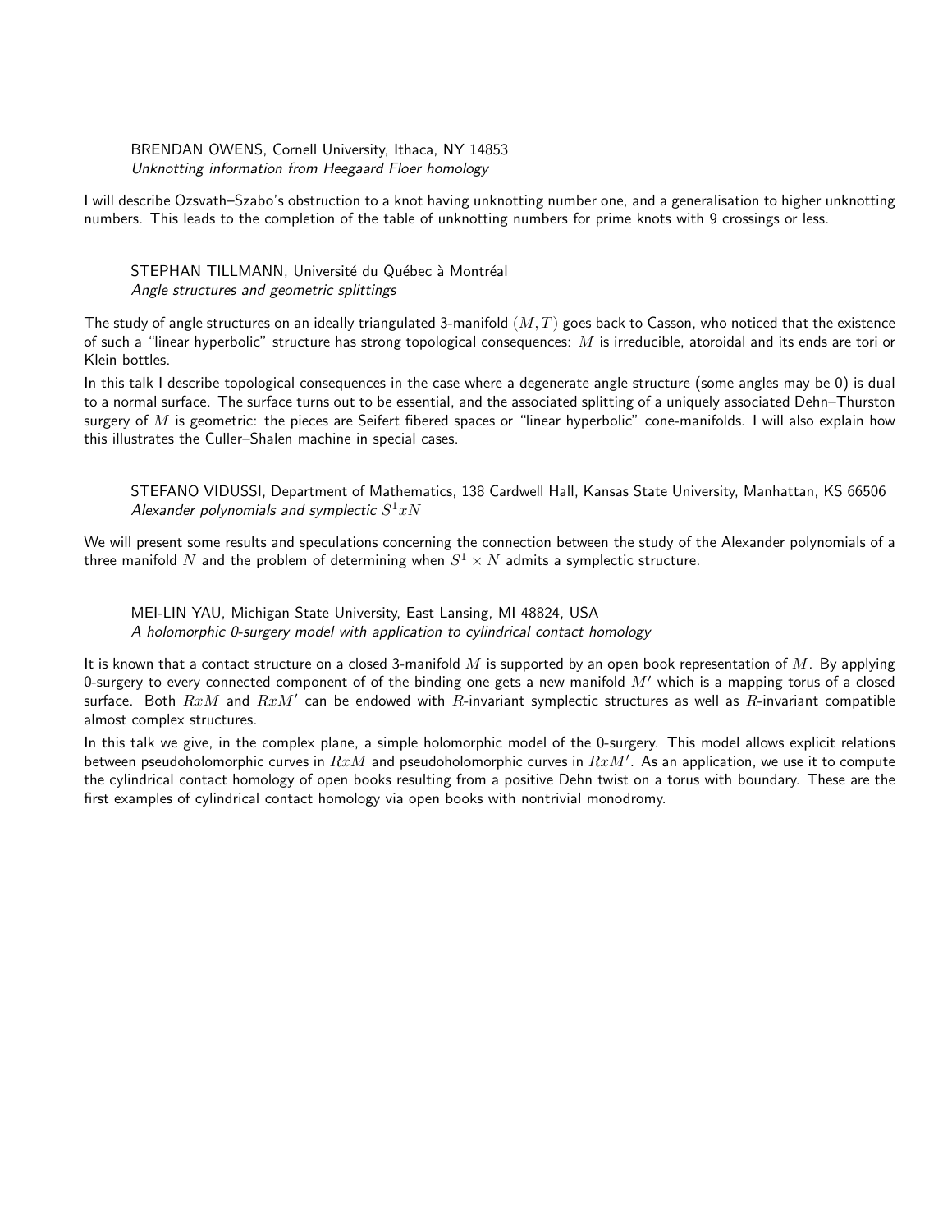BRENDAN OWENS, Cornell University, Ithaca, NY 14853
*Unknotting information from Heegaard Floer homology*

I will describe Ozsvath–Szabo's obstruction to a knot having unknotting number one, and a generalisation to higher unknotting numbers. This leads to the completion of the table of unknotting numbers for prime knots with 9 crossings or less.

STEPHAN TILLMANN, Université du Québec à Montréal
*Angle structures and geometric splittings*

The study of angle structures on an ideally triangulated 3-manifold $(M, T)$ goes back to Casson, who noticed that the existence of such a "linear hyperbolic" structure has strong topological consequences: $M$ is irreducible, atoroidal and its ends are tori or Klein bottles.

In this talk I describe topological consequences in the case where a degenerate angle structure (some angles may be 0) is dual to a normal surface. The surface turns out to be essential, and the associated splitting of a uniquely associated Dehn–Thurston surgery of $M$ is geometric: the pieces are Seifert fibered spaces or "linear hyperbolic" cone-manifolds. I will also explain how this illustrates the Culler–Shalen machine in special cases.

STEFANO VIDUSSI, Department of Mathematics, 138 Cardwell Hall, Kansas State University, Manhattan, KS 66506
*Alexander polynomials and symplectic $S^1 x N$*

We will present some results and speculations concerning the connection between the study of the Alexander polynomials of a three manifold $N$ and the problem of determining when $S^1 \times N$ admits a symplectic structure.

MEI-LIN YAU, Michigan State University, East Lansing, MI 48824, USA
*A holomorphic 0-surgery model with application to cylindrical contact homology*

It is known that a contact structure on a closed 3-manifold $M$ is supported by an open book representation of $M$. By applying 0-surgery to every connected component of of the binding one gets a new manifold $M'$ which is a mapping torus of a closed surface. Both $RxM$ and $RxM'$ can be endowed with $R$-invariant symplectic structures as well as $R$-invariant compatible almost complex structures.

In this talk we give, in the complex plane, a simple holomorphic model of the 0-surgery. This model allows explicit relations between pseudoholomorphic curves in $RxM$ and pseudoholomorphic curves in $RxM'$. As an application, we use it to compute the cylindrical contact homology of open books resulting from a positive Dehn twist on a torus with boundary. These are the first examples of cylindrical contact homology via open books with nontrivial monodromy.